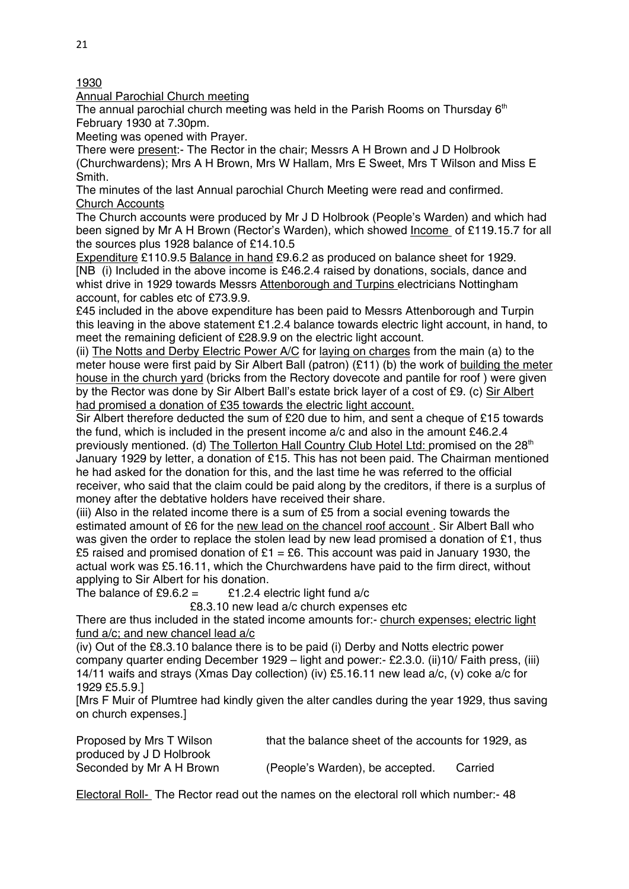1930

Annual Parochial Church meeting

The annual parochial church meeting was held in the Parish Rooms on Thursday 6th February 1930 at 7.30pm.

Meeting was opened with Prayer.

There were present:- The Rector in the chair; Messrs A H Brown and J D Holbrook (Churchwardens); Mrs A H Brown, Mrs W Hallam, Mrs E Sweet, Mrs T Wilson and Miss E Smith.

The minutes of the last Annual parochial Church Meeting were read and confirmed.

Church Accounts

The Church accounts were produced by Mr J D Holbrook (People's Warden) and which had been signed by Mr A H Brown (Rector's Warden), which showed Income of £119.15.7 for all the sources plus 1928 balance of £14.10.5

Expenditure £110.9.5 Balance in hand £9.6.2 as produced on balance sheet for 1929.

[NB (i) Included in the above income is £46.2.4 raised by donations, socials, dance and whist drive in 1929 towards Messrs Attenborough and Turpins electricians Nottingham account, for cables etc of £73.9.9.

£45 included in the above expenditure has been paid to Messrs Attenborough and Turpin this leaving in the above statement £1.2.4 balance towards electric light account, in hand, to meet the remaining deficient of £28.9.9 on the electric light account.

(ii) The Notts and Derby Electric Power A/C for laying on charges from the main (a) to the meter house were first paid by Sir Albert Ball (patron) (£11) (b) the work of building the meter house in the church yard (bricks from the Rectory dovecote and pantile for roof ) were given by the Rector was done by Sir Albert Ball's estate brick layer of a cost of £9. (c) Sir Albert had promised a donation of £35 towards the electric light account.

Sir Albert therefore deducted the sum of £20 due to him, and sent a cheque of £15 towards the fund, which is included in the present income a/c and also in the amount £46.2.4 previously mentioned. (d) The Tollerton Hall Country Club Hotel Ltd: promised on the 28th January 1929 by letter, a donation of £15. This has not been paid. The Chairman mentioned he had asked for the donation for this, and the last time he was referred to the official receiver, who said that the claim could be paid along by the creditors, if there is a surplus of money after the debtative holders have received their share.

(iii) Also in the related income there is a sum of £5 from a social evening towards the estimated amount of £6 for the new lead on the chancel roof account . Sir Albert Ball who was given the order to replace the stolen lead by new lead promised a donation of £1, thus £5 raised and promised donation of £1 = £6. This account was paid in January 1930, the actual work was £5.16.11, which the Churchwardens have paid to the firm direct, without applying to Sir Albert for his donation.

The balance of £9.6.2 = £1.2.4 electric light fund a/c
£8.3.10 new lead a/c church expenses etc

There are thus included in the stated income amounts for:- church expenses; electric light fund a/c; and new chancel lead a/c

(iv) Out of the £8.3.10 balance there is to be paid (i) Derby and Notts electric power company quarter ending December 1929 – light and power:- £2.3.0. (ii)10/ Faith press, (iii) 14/11 waifs and strays (Xmas Day collection) (iv) £5.16.11 new lead a/c, (v) coke a/c for 1929 £5.5.9.]

[Mrs F Muir of Plumtree had kindly given the alter candles during the year 1929, thus saving on church expenses.]

Proposed by Mrs T Wilson that the balance sheet of the accounts for 1929, as produced by J D Holbrook (People's Warden), be accepted. Carried
Seconded by Mr A H Brown

Electoral Roll- The Rector read out the names on the electoral roll which number:- 48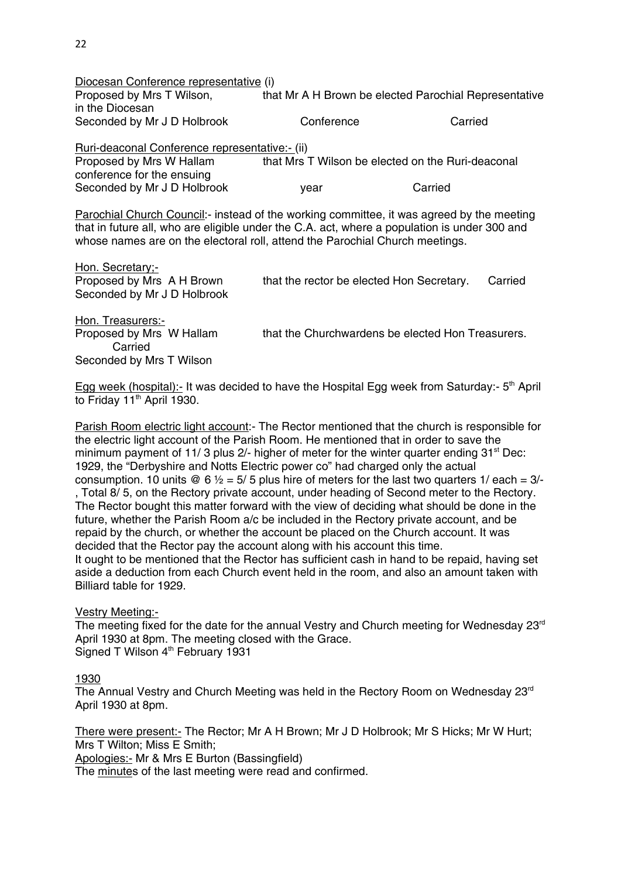Diocesan Conference representative (i)

Proposed by Mrs T Wilson, that Mr A H Brown be elected Parochial Representative in the Diocesan
Seconded by Mr J D Holbrook Conference Carried

Ruri-deaconal Conference representative:- (ii)

Proposed by Mrs W Hallam that Mrs T Wilson be elected on the Ruri-deaconal conference for the ensuing
Seconded by Mr J D Holbrook year Carried

Parochial Church Council:- instead of the working committee, it was agreed by the meeting that in future all, who are eligible under the C.A. act, where a population is under 300 and whose names are on the electoral roll, attend the Parochial Church meetings.

Hon. Secretary;-

Proposed by Mrs A H Brown that the rector be elected Hon Secretary. Carried
Seconded by Mr J D Holbrook

Hon. Treasurers:-

Proposed by Mrs W Hallam that the Churchwardens be elected Hon Treasurers.
Carried
Seconded by Mrs T Wilson

Egg week (hospital):- It was decided to have the Hospital Egg week from Saturday:- 5th April to Friday 11th April 1930.

Parish Room electric light account:- The Rector mentioned that the church is responsible for the electric light account of the Parish Room. He mentioned that in order to save the minimum payment of 11/ 3 plus 2/- higher of meter for the winter quarter ending 31st Dec: 1929, the "Derbyshire and Notts Electric power co" had charged only the actual consumption. 10 units @ 6 ½ = 5/ 5 plus hire of meters for the last two quarters 1/ each = 3/- , Total 8/ 5, on the Rectory private account, under heading of Second meter to the Rectory. The Rector bought this matter forward with the view of deciding what should be done in the future, whether the Parish Room a/c be included in the Rectory private account, and be repaid by the church, or whether the account be placed on the Church account. It was decided that the Rector pay the account along with his account this time.
It ought to be mentioned that the Rector has sufficient cash in hand to be repaid, having set aside a deduction from each Church event held in the room, and also an amount taken with Billiard table for 1929.

Vestry Meeting:-

The meeting fixed for the date for the annual Vestry and Church meeting for Wednesday 23rd April 1930 at 8pm. The meeting closed with the Grace.
Signed T Wilson 4th February 1931

1930

The Annual Vestry and Church Meeting was held in the Rectory Room on Wednesday 23rd April 1930 at 8pm.

There were present:- The Rector; Mr A H Brown; Mr J D Holbrook; Mr S Hicks; Mr W Hurt; Mrs T Wilton; Miss E Smith;
Apologies:- Mr & Mrs E Burton (Bassingfield)
The minutes of the last meeting were read and confirmed.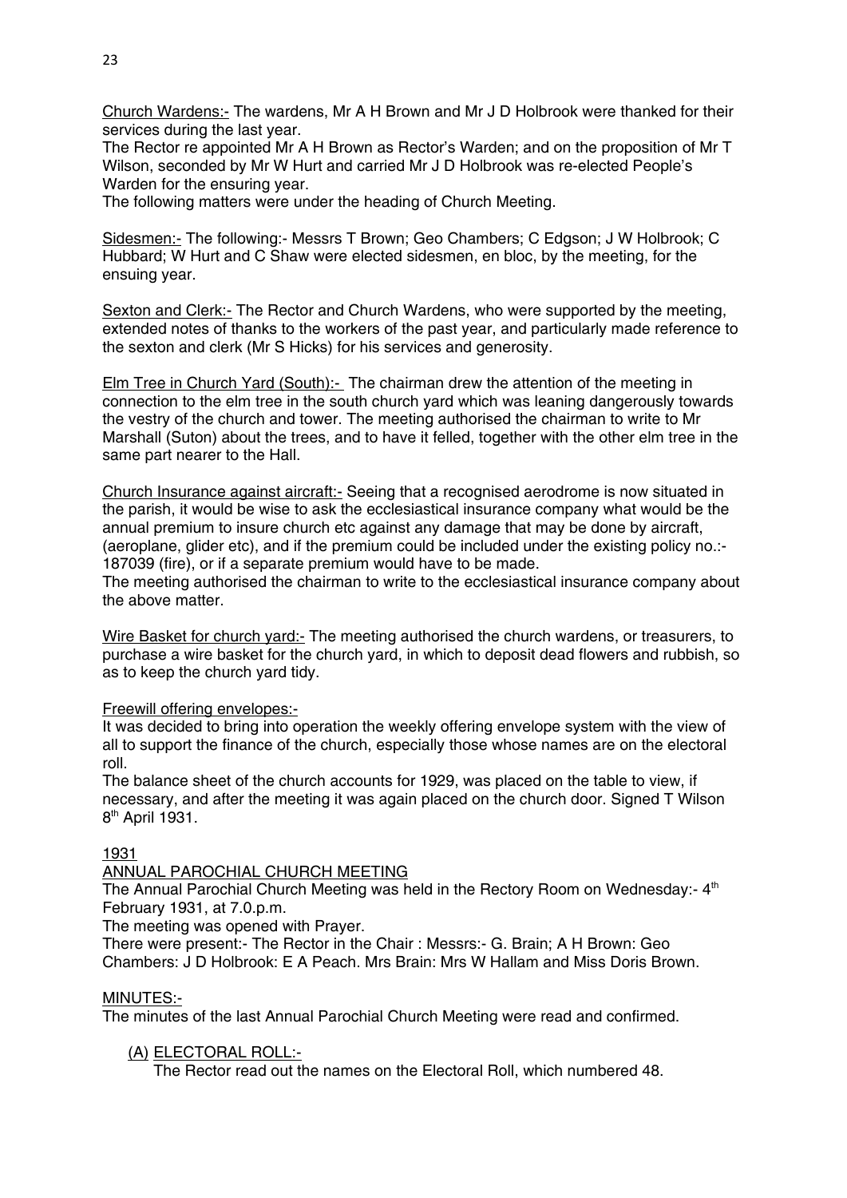<u>Church Wardens:-</u> The wardens, Mr A H Brown and Mr J D Holbrook were thanked for their services during the last year.
The Rector re appointed Mr A H Brown as Rector's Warden; and on the proposition of Mr T Wilson, seconded by Mr W Hurt and carried Mr J D Holbrook was re-elected People's Warden for the ensuring year.
The following matters were under the heading of Church Meeting.

<u>Sidesmen:-</u> The following:- Messrs T Brown; Geo Chambers; C Edgson; J W Holbrook; C Hubbard; W Hurt and C Shaw were elected sidesmen, en bloc, by the meeting, for the ensuing year.

<u>Sexton and Clerk:-</u> The Rector and Church Wardens, who were supported by the meeting, extended notes of thanks to the workers of the past year, and particularly made reference to the sexton and clerk (Mr S Hicks) for his services and generosity.

<u>Elm Tree in Church Yard (South):-</u> The chairman drew the attention of the meeting in connection to the elm tree in the south church yard which was leaning dangerously towards the vestry of the church and tower. The meeting authorised the chairman to write to Mr Marshall (Suton) about the trees, and to have it felled, together with the other elm tree in the same part nearer to the Hall.

<u>Church Insurance against aircraft:-</u> Seeing that a recognised aerodrome is now situated in the parish, it would be wise to ask the ecclesiastical insurance company what would be the annual premium to insure church etc against any damage that may be done by aircraft, (aeroplane, glider etc), and if the premium could be included under the existing policy no.:- 187039 (fire), or if a separate premium would have to be made.
The meeting authorised the chairman to write to the ecclesiastical insurance company about the above matter.

<u>Wire Basket for church yard:-</u> The meeting authorised the church wardens, or treasurers, to purchase a wire basket for the church yard, in which to deposit dead flowers and rubbish, so as to keep the church yard tidy.

<u>Freewill offering envelopes:-</u>
It was decided to bring into operation the weekly offering envelope system with the view of all to support the finance of the church, especially those whose names are on the electoral roll.
The balance sheet of the church accounts for 1929, was placed on the table to view, if necessary, and after the meeting it was again placed on the church door. Signed T Wilson 8th April 1931.

<u>1931</u>

<u>ANNUAL PAROCHIAL CHURCH MEETING</u>

The Annual Parochial Church Meeting was held in the Rectory Room on Wednesday:- 4th February 1931, at 7.0.p.m.
The meeting was opened with Prayer.
There were present:- The Rector in the Chair : Messrs:- G. Brain; A H Brown: Geo Chambers: J D Holbrook: E A Peach. Mrs Brain: Mrs W Hallam and Miss Doris Brown.

<u>MINUTES:-</u>
The minutes of the last Annual Parochial Church Meeting were read and confirmed.

(A) <u>ELECTORAL ROLL:-</u>
The Rector read out the names on the Electoral Roll, which numbered 48.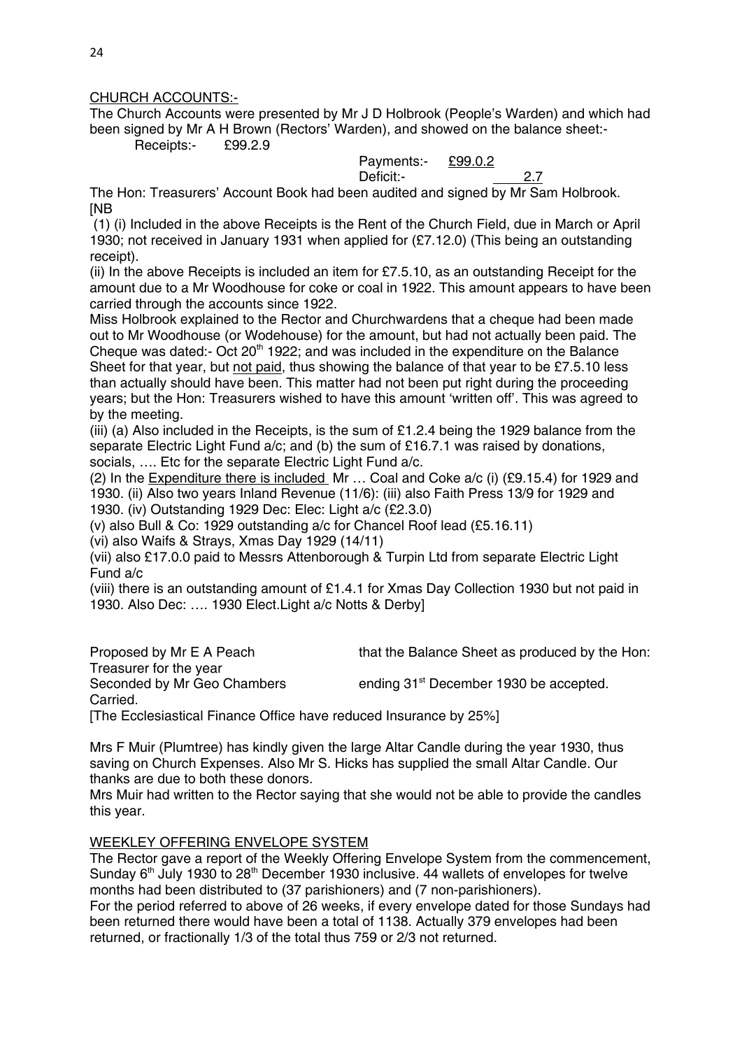CHURCH ACCOUNTS:-

The Church Accounts were presented by Mr J D Holbrook (People's Warden) and which had been signed by Mr A H Brown (Rectors' Warden), and showed on the balance sheet:-

Receipts:- £99.2.9

Payments:- £99.0.2

Deficit:- 2.7

The Hon: Treasurers' Account Book had been audited and signed by Mr Sam Holbrook.

[NB

(1) (i) Included in the above Receipts is the Rent of the Church Field, due in March or April 1930; not received in January 1931 when applied for (£7.12.0) (This being an outstanding receipt).

(ii) In the above Receipts is included an item for £7.5.10, as an outstanding Receipt for the amount due to a Mr Woodhouse for coke or coal in 1922. This amount appears to have been carried through the accounts since 1922.

Miss Holbrook explained to the Rector and Churchwardens that a cheque had been made out to Mr Woodhouse (or Wodehouse) for the amount, but had not actually been paid. The Cheque was dated:- Oct 20th 1922; and was included in the expenditure on the Balance Sheet for that year, but not paid, thus showing the balance of that year to be £7.5.10 less than actually should have been. This matter had not been put right during the proceeding years; but the Hon: Treasurers wished to have this amount 'written off'. This was agreed to by the meeting.

(iii) (a) Also included in the Receipts, is the sum of £1.2.4 being the 1929 balance from the separate Electric Light Fund a/c; and (b) the sum of £16.7.1 was raised by donations, socials, …. Etc for the separate Electric Light Fund a/c.

(2) In the Expenditure there is included Mr … Coal and Coke a/c (i) (£9.15.4) for 1929 and 1930. (ii) Also two years Inland Revenue (11/6): (iii) also Faith Press 13/9 for 1929 and 1930. (iv) Outstanding 1929 Dec: Elec: Light a/c (£2.3.0)

(v) also Bull & Co: 1929 outstanding a/c for Chancel Roof lead (£5.16.11)

(vi) also Waifs & Strays, Xmas Day 1929 (14/11)

(vii) also £17.0.0 paid to Messrs Attenborough & Turpin Ltd from separate Electric Light Fund a/c

(viii) there is an outstanding amount of £1.4.1 for Xmas Day Collection 1930 but not paid in 1930. Also Dec: …. 1930 Elect.Light a/c Notts & Derby]

Proposed by Mr E A Peach that the Balance Sheet as produced by the Hon: Treasurer for the year

Seconded by Mr Geo Chambers ending 31st December 1930 be accepted.

Carried.

[The Ecclesiastical Finance Office have reduced Insurance by 25%]

Mrs F Muir (Plumtree) has kindly given the large Altar Candle during the year 1930, thus saving on Church Expenses. Also Mr S. Hicks has supplied the small Altar Candle. Our thanks are due to both these donors.

Mrs Muir had written to the Rector saying that she would not be able to provide the candles this year.

WEEKLEY OFFERING ENVELOPE SYSTEM

The Rector gave a report of the Weekly Offering Envelope System from the commencement, Sunday 6th July 1930 to 28th December 1930 inclusive. 44 wallets of envelopes for twelve months had been distributed to (37 parishioners) and (7 non-parishioners).

For the period referred to above of 26 weeks, if every envelope dated for those Sundays had been returned there would have been a total of 1138. Actually 379 envelopes had been returned, or fractionally 1/3 of the total thus 759 or 2/3 not returned.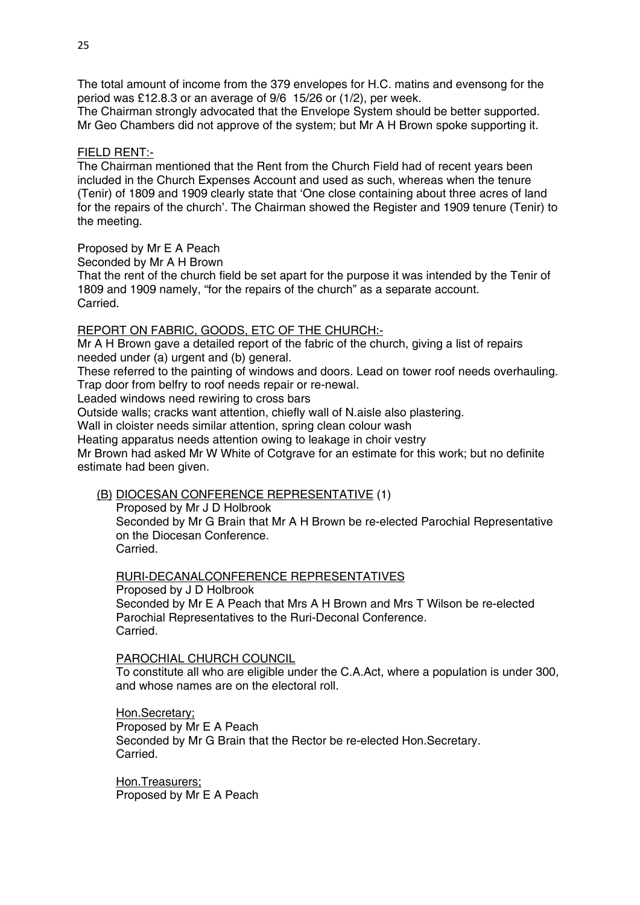The total amount of income from the 379 envelopes for H.C. matins and evensong for the period was £12.8.3 or an average of 9/6 15/26 or (1/2), per week.
The Chairman strongly advocated that the Envelope System should be better supported.
Mr Geo Chambers did not approve of the system; but Mr A H Brown spoke supporting it.

<u>FIELD RENT:-</u>
The Chairman mentioned that the Rent from the Church Field had of recent years been included in the Church Expenses Account and used as such, whereas when the tenure (Tenir) of 1809 and 1909 clearly state that 'One close containing about three acres of land for the repairs of the church'. The Chairman showed the Register and 1909 tenure (Tenir) to the meeting.

Proposed by Mr E A Peach
Seconded by Mr A H Brown
That the rent of the church field be set apart for the purpose it was intended by the Tenir of 1809 and 1909 namely, "for the repairs of the church" as a separate account.
Carried.

<u>REPORT ON FABRIC, GOODS, ETC OF THE CHURCH:-</u>
Mr A H Brown gave a detailed report of the fabric of the church, giving a list of repairs needed under (a) urgent and (b) general.
These referred to the painting of windows and doors. Lead on tower roof needs overhauling.
Trap door from belfry to roof needs repair or re-newal.
Leaded windows need rewiring to cross bars
Outside walls; cracks want attention, chiefly wall of N.aisle also plastering.
Wall in cloister needs similar attention, spring clean colour wash
Heating apparatus needs attention owing to leakage in choir vestry
Mr Brown had asked Mr W White of Cotgrave for an estimate for this work; but no definite estimate had been given.

(B) <u>DIOCESAN CONFERENCE REPRESENTATIVE</u> (1)
Proposed by Mr J D Holbrook
Seconded by Mr G Brain that Mr A H Brown be re-elected Parochial Representative on the Diocesan Conference.
Carried.

<u>RURI-DECANALCONFERENCE REPRESENTATIVES</u>
Proposed by J D Holbrook
Seconded by Mr E A Peach that Mrs A H Brown and Mrs T Wilson be re-elected Parochial Representatives to the Ruri-Deconal Conference.
Carried.

<u>PAROCHIAL CHURCH COUNCIL</u>
To constitute all who are eligible under the C.A.Act, where a population is under 300, and whose names are on the electoral roll.

<u>Hon.Secretary;</u>
Proposed by Mr E A Peach
Seconded by Mr G Brain that the Rector be re-elected Hon.Secretary.
Carried.

<u>Hon.Treasurers;</u>
Proposed by Mr E A Peach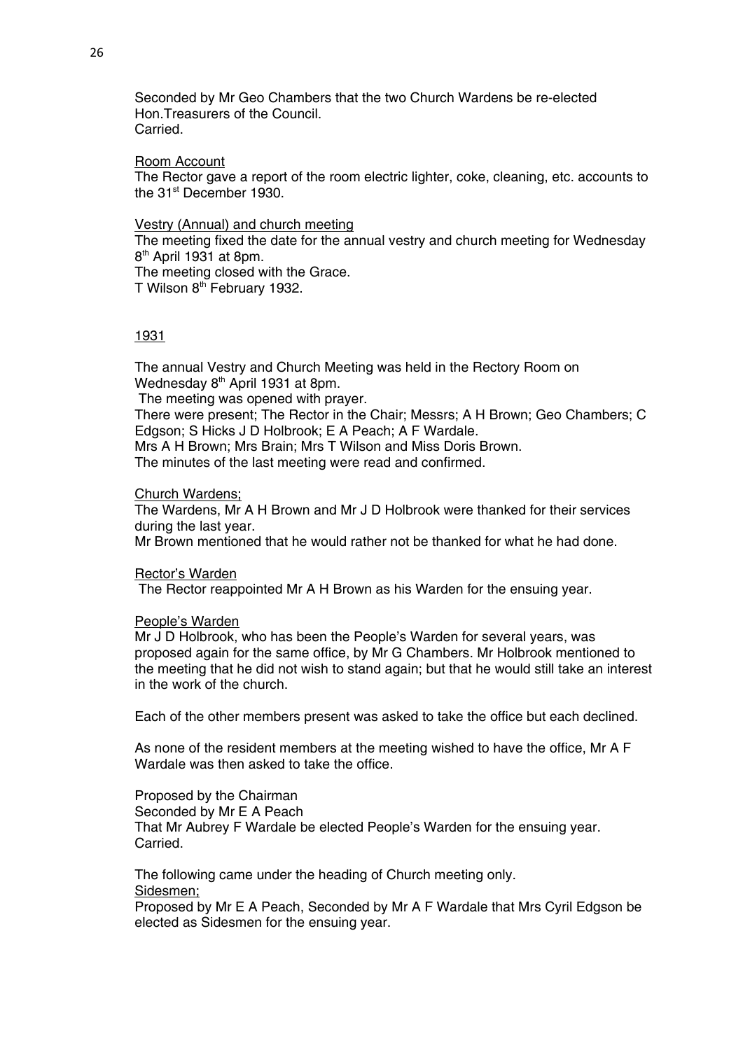Seconded by Mr Geo Chambers that the two Church Wardens be re-elected Hon.Treasurers of the Council.
Carried.

Room Account
The Rector gave a report of the room electric lighter, coke, cleaning, etc. accounts to the 31st December 1930.

Vestry (Annual) and church meeting
The meeting fixed the date for the annual vestry and church meeting for Wednesday 8th April 1931 at 8pm.
The meeting closed with the Grace.
T Wilson 8th February 1932.

1931

The annual Vestry and Church Meeting was held in the Rectory Room on Wednesday 8th April 1931 at 8pm.
The meeting was opened with prayer.
There were present; The Rector in the Chair; Messrs; A H Brown; Geo Chambers; C Edgson; S Hicks J D Holbrook; E A Peach; A F Wardale.
Mrs A H Brown; Mrs Brain; Mrs T Wilson and Miss Doris Brown.
The minutes of the last meeting were read and confirmed.

Church Wardens;
The Wardens, Mr A H Brown and Mr J D Holbrook were thanked for their services during the last year.
Mr Brown mentioned that he would rather not be thanked for what he had done.

Rector's Warden
The Rector reappointed Mr A H Brown as his Warden for the ensuing year.

People's Warden
Mr J D Holbrook, who has been the People's Warden for several years, was proposed again for the same office, by Mr G Chambers. Mr Holbrook mentioned to the meeting that he did not wish to stand again; but that he would still take an interest in the work of the church.

Each of the other members present was asked to take the office but each declined.

As none of the resident members at the meeting wished to have the office, Mr A F Wardale was then asked to take the office.

Proposed by the Chairman
Seconded by Mr E A Peach
That Mr Aubrey F Wardale be elected People's Warden for the ensuing year.
Carried.

The following came under the heading of Church meeting only.
Sidesmen;
Proposed by Mr E A Peach, Seconded by Mr A F Wardale that Mrs Cyril Edgson be elected as Sidesmen for the ensuing year.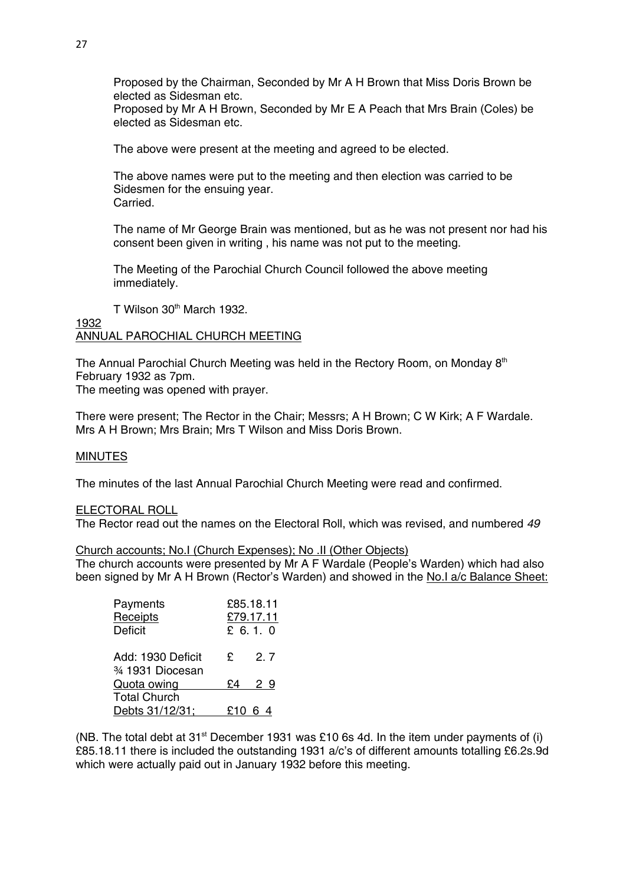Proposed by the Chairman, Seconded by Mr A H Brown that Miss Doris Brown be elected as Sidesman etc.
Proposed by Mr A H Brown, Seconded by Mr E A Peach that Mrs Brain (Coles) be elected as Sidesman etc.

The above were present at the meeting and agreed to be elected.

The above names were put to the meeting and then election was carried to be Sidesmen for the ensuing year.
Carried.

The name of Mr George Brain was mentioned, but as he was not present nor had his consent been given in writing , his name was not put to the meeting.

The Meeting of the Parochial Church Council followed the above meeting immediately.

T Wilson 30th March 1932.

<u>1932</u>
<u>ANNUAL PAROCHIAL CHURCH MEETING</u>

The Annual Parochial Church Meeting was held in the Rectory Room, on Monday 8th February 1932 as 7pm.
The meeting was opened with prayer.

There were present; The Rector in the Chair; Messrs; A H Brown; C W Kirk; A F Wardale. Mrs A H Brown; Mrs Brain; Mrs T Wilson and Miss Doris Brown.

<u>MINUTES</u>

The minutes of the last Annual Parochial Church Meeting were read and confirmed.

<u>ELECTORAL ROLL</u>
The Rector read out the names on the Electoral Roll, which was revised, and numbered *49*

<u>Church accounts; No.I (Church Expenses); No .II (Other Objects)</u>
The church accounts were presented by Mr A F Wardale (People's Warden) which had also been signed by Mr A H Brown (Rector's Warden) and showed in the <u>No.I a/c Balance Sheet:</u>

| | |
|---|---|
| Payments | £85.18.11 |
| Receipts | £79.17.11 |
| Deficit | £ 6. 1. 0 |
| Add: 1930 Deficit | £ 2. 7 |
| ¾ 1931 Diocesan Quota owing | £4 2 9 |
| Total Church Debts 31/12/31; | £10 6 4 |

(NB. The total debt at 31st December 1931 was £10 6s 4d. In the item under payments of (i) £85.18.11 there is included the outstanding 1931 a/c's of different amounts totalling £6.2s.9d which were actually paid out in January 1932 before this meeting.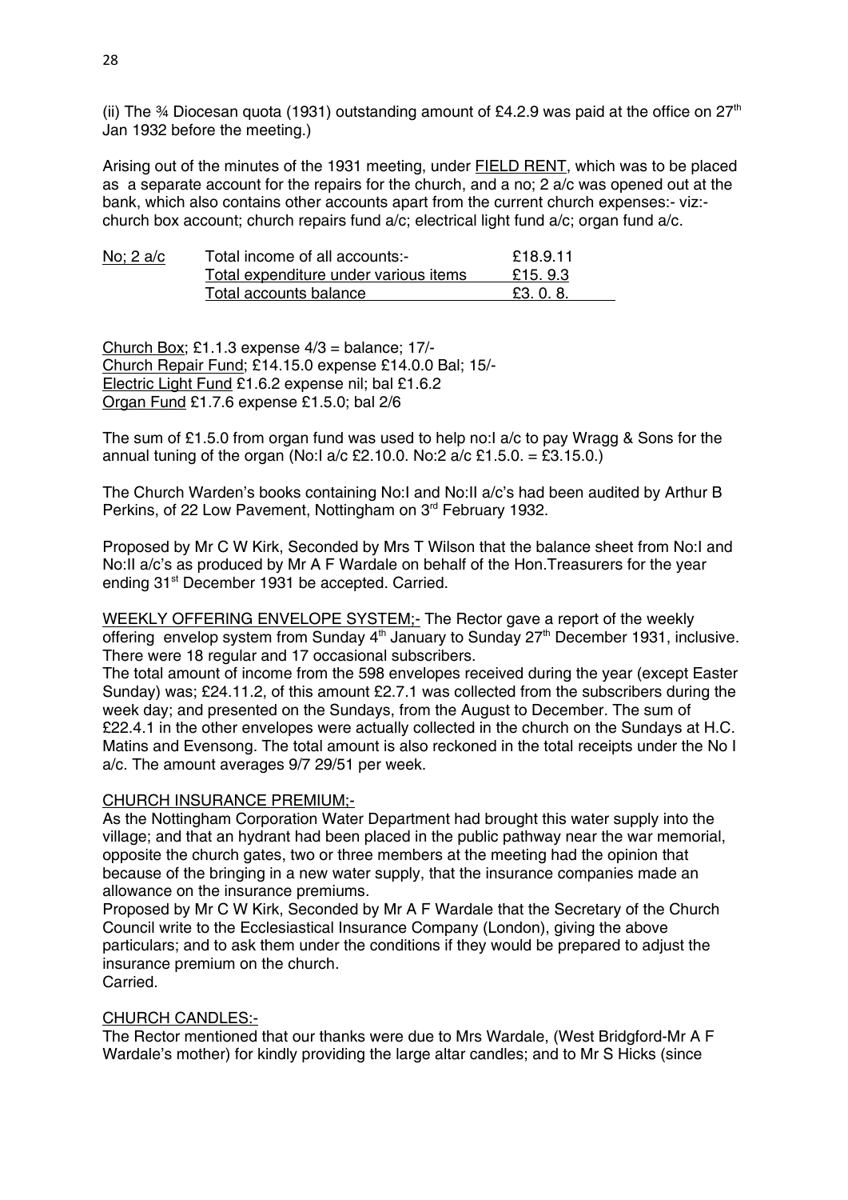(ii) The ¾ Diocesan quota (1931) outstanding amount of £4.2.9 was paid at the office on 27th Jan 1932 before the meeting.)

Arising out of the minutes of the 1931 meeting, under FIELD RENT, which was to be placed as a separate account for the repairs for the church, and a no; 2 a/c was opened out at the bank, which also contains other accounts apart from the current church expenses:- viz:- church box account; church repairs fund a/c; electrical light fund a/c; organ fund a/c.

| No; 2 a/c | Total income of all accounts:- | £18.9.11 |
|---|---|---|
| | Total expenditure under various items | £15. 9.3 |
| | Total accounts balance | £3. 0. 8. |

Church Box; £1.1.3 expense 4/3 = balance; 17/-
Church Repair Fund; £14.15.0 expense £14.0.0 Bal; 15/-
Electric Light Fund £1.6.2 expense nil; bal £1.6.2
Organ Fund £1.7.6 expense £1.5.0; bal 2/6

The sum of £1.5.0 from organ fund was used to help no:I a/c to pay Wragg & Sons for the annual tuning of the organ (No:I a/c £2.10.0. No:2 a/c £1.5.0. = £3.15.0.)

The Church Warden's books containing No:I and No:II a/c's had been audited by Arthur B Perkins, of 22 Low Pavement, Nottingham on 3rd February 1932.

Proposed by Mr C W Kirk, Seconded by Mrs T Wilson that the balance sheet from No:I and No:II a/c's as produced by Mr A F Wardale on behalf of the Hon.Treasurers for the year ending 31st December 1931 be accepted. Carried.

WEEKLY OFFERING ENVELOPE SYSTEM;- The Rector gave a report of the weekly offering envelop system from Sunday 4th January to Sunday 27th December 1931, inclusive. There were 18 regular and 17 occasional subscribers.
The total amount of income from the 598 envelopes received during the year (except Easter Sunday) was; £24.11.2, of this amount £2.7.1 was collected from the subscribers during the week day; and presented on the Sundays, from the August to December. The sum of £22.4.1 in the other envelopes were actually collected in the church on the Sundays at H.C. Matins and Evensong. The total amount is also reckoned in the total receipts under the No I a/c. The amount averages 9/7 29/51 per week.

CHURCH INSURANCE PREMIUM;-
As the Nottingham Corporation Water Department had brought this water supply into the village; and that an hydrant had been placed in the public pathway near the war memorial, opposite the church gates, two or three members at the meeting had the opinion that because of the bringing in a new water supply, that the insurance companies made an allowance on the insurance premiums.
Proposed by Mr C W Kirk, Seconded by Mr A F Wardale that the Secretary of the Church Council write to the Ecclesiastical Insurance Company (London), giving the above particulars; and to ask them under the conditions if they would be prepared to adjust the insurance premium on the church.
Carried.

CHURCH CANDLES:-
The Rector mentioned that our thanks were due to Mrs Wardale, (West Bridgford-Mr A F Wardale's mother) for kindly providing the large altar candles; and to Mr S Hicks (since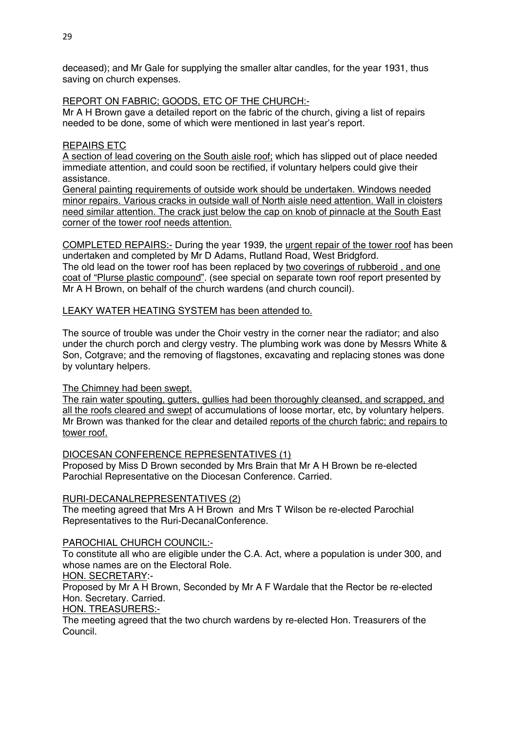deceased); and Mr Gale for supplying the smaller altar candles, for the year 1931, thus saving on church expenses.

<u>REPORT ON FABRIC; GOODS, ETC OF THE CHURCH:-</u>
Mr A H Brown gave a detailed report on the fabric of the church, giving a list of repairs needed to be done, some of which were mentioned in last year's report.

<u>REPAIRS ETC</u>
<u>A section of lead covering on the South aisle roof;</u> which has slipped out of place needed immediate attention, and could soon be rectified, if voluntary helpers could give their assistance.
<u>General painting requirements of outside work should be undertaken. Windows needed minor repairs. Various cracks in outside wall of North aisle need attention. Wall in cloisters need similar attention. The crack just below the cap on knob of pinnacle at the South East corner of the tower roof needs attention.</u>

<u>COMPLETED REPAIRS:-</u> During the year 1939, the <u>urgent repair of the tower roof</u> has been undertaken and completed by Mr D Adams, Rutland Road, West Bridgford.
The old lead on the tower roof has been replaced by <u>two coverings of rubberoid , and one coat of "Plurse plastic compound"</u>. (see special on separate town roof report presented by Mr A H Brown, on behalf of the church wardens (and church council).

<u>LEAKY WATER HEATING SYSTEM has been attended to.</u>

The source of trouble was under the Choir vestry in the corner near the radiator; and also under the church porch and clergy vestry. The plumbing work was done by Messrs White & Son, Cotgrave; and the removing of flagstones, excavating and replacing stones was done by voluntary helpers.

<u>The Chimney had been swept.</u>
<u>The rain water spouting, gutters, gullies had been thoroughly cleansed, and scrapped, and all the roofs cleared and swept</u> of accumulations of loose mortar, etc, by voluntary helpers.
Mr Brown was thanked for the clear and detailed <u>reports of the church fabric; and repairs to tower roof.</u>

<u>DIOCESAN CONFERENCE REPRESENTATIVES (1)</u>
Proposed by Miss D Brown seconded by Mrs Brain that Mr A H Brown be re-elected Parochial Representative on the Diocesan Conference. Carried.

<u>RURI-DECANALREPRESENTATIVES (2)</u>
The meeting agreed that Mrs A H Brown and Mrs T Wilson be re-elected Parochial Representatives to the Ruri-DecanalConference.

<u>PAROCHIAL CHURCH COUNCIL:-</u>
To constitute all who are eligible under the C.A. Act, where a population is under 300, and whose names are on the Electoral Role.
<u>HON. SECRETARY</u>:-
Proposed by Mr A H Brown, Seconded by Mr A F Wardale that the Rector be re-elected Hon. Secretary. Carried.
<u>HON. TREASURERS:-</u>
The meeting agreed that the two church wardens by re-elected Hon. Treasurers of the Council.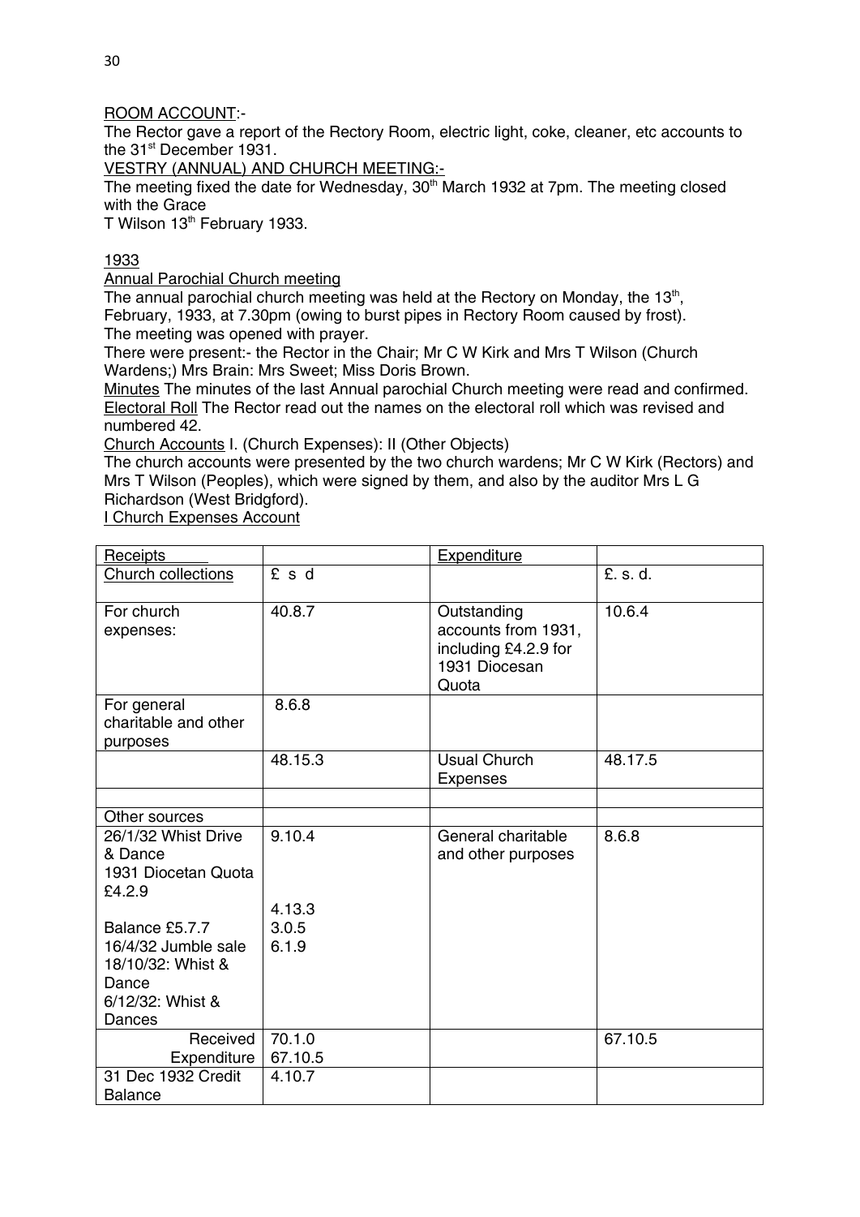ROOM ACCOUNT:-

The Rector gave a report of the Rectory Room, electric light, coke, cleaner, etc accounts to the 31st December 1931.

VESTRY (ANNUAL) AND CHURCH MEETING:-

The meeting fixed the date for Wednesday, 30th March 1932 at 7pm. The meeting closed with the Grace

T Wilson 13th February 1933.

1933

Annual Parochial Church meeting

The annual parochial church meeting was held at the Rectory on Monday, the 13th, February, 1933, at 7.30pm (owing to burst pipes in Rectory Room caused by frost).

The meeting was opened with prayer.

There were present:- the Rector in the Chair; Mr C W Kirk and Mrs T Wilson (Church Wardens;) Mrs Brain: Mrs Sweet; Miss Doris Brown.

Minutes The minutes of the last Annual parochial Church meeting were read and confirmed.

Electoral Roll The Rector read out the names on the electoral roll which was revised and numbered 42.

Church Accounts I. (Church Expenses): II (Other Objects)

The church accounts were presented by the two church wardens; Mr C W Kirk (Rectors) and Mrs T Wilson (Peoples), which were signed by them, and also by the auditor Mrs L G Richardson (West Bridgford).

I Church Expenses Account

| Receipts | | Expenditure | |
|---|---|---|---|
| Church collections | £ s d | | £. s. d. |
| For church expenses: | 40.8.7 | Outstanding accounts from 1931, including £4.2.9 for 1931 Diocesan Quota | 10.6.4 |
| For general charitable and other purposes | 8.6.8 | | |
| | 48.15.3 | Usual Church Expenses | 48.17.5 |
| | | | |
| Other sources | | | |
| 26/1/32 Whist Drive & Dance<br>1931 Diocesan Quota £4.2.9<br><br>Balance £5.7.7<br>16/4/32 Jumble sale<br>18/10/32: Whist & Dance<br>6/12/32: Whist & Dances | 9.10.4<br><br><br>4.13.3<br>3.0.5<br>6.1.9 | General charitable and other purposes | 8.6.8 |
| Received<br>Expenditure | 70.1.0<br>67.10.5 | | 67.10.5 |
| 31 Dec 1932 Credit Balance | 4.10.7 | | |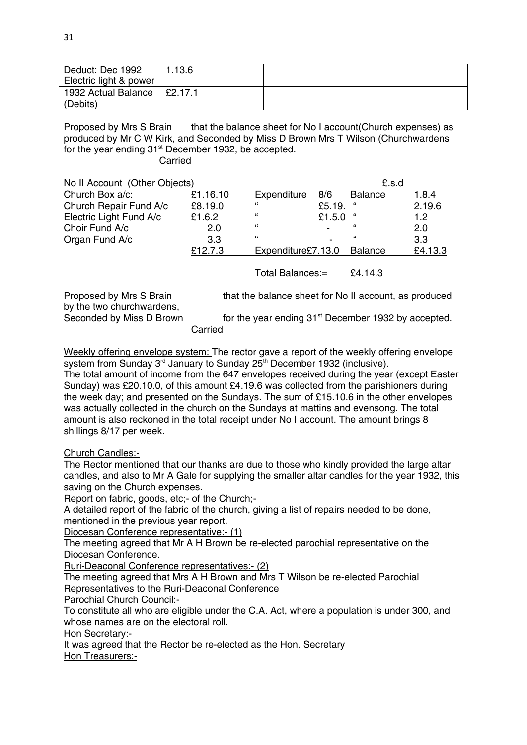| Deduct: Dec 1992 Electric light & power | 1.13.6 | | |
|---|---|---|---|
| 1932 Actual Balance (Debits) | £2.17.1 | | |

Proposed by Mrs S Brain that the balance sheet for No I account(Church expenses) as produced by Mr C W Kirk, and Seconded by Miss D Brown Mrs T Wilson (Churchwardens for the year ending 31st December 1932, be accepted.

Carried

| No II Account (Other Objects) | | | | £.s.d | |
|---|---|---|---|---|---|
| Church Box a/c: | £1.16.10 | Expenditure | 8/6 | Balance | 1.8.4 |
| Church Repair Fund A/c | £8.19.0 | " | £5.19. | " | 2.19.6 |
| Electric Light Fund A/c | £1.6.2 | " | £1.5.0 | " | 1.2 |
| Choir Fund A/c | 2.0 | " | - | " | 2.0 |
| Organ Fund A/c | 3.3 | " | - | " | 3.3 |
| | £12.7.3 | Expenditure£7.13.0 | | Balance | £4.13.3 |

Total Balances:= £4.14.3

Proposed by Mrs S Brain that the balance sheet for No II account, as produced by the two churchwardens,
Seconded by Miss D Brown for the year ending 31st December 1932 by accepted.

Carried

Weekly offering envelope system: The rector gave a report of the weekly offering envelope system from Sunday 3rd January to Sunday 25th December 1932 (inclusive).
The total amount of income from the 647 envelopes received during the year (except Easter Sunday) was £20.10.0, of this amount £4.19.6 was collected from the parishioners during the week day; and presented on the Sundays. The sum of £15.10.6 in the other envelopes was actually collected in the church on the Sundays at mattins and evensong. The total amount is also reckoned in the total receipt under No I account. The amount brings 8 shillings 8/17 per week.

Church Candles:-
The Rector mentioned that our thanks are due to those who kindly provided the large altar candles, and also to Mr A Gale for supplying the smaller altar candles for the year 1932, this saving on the Church expenses.

Report on fabric, goods, etc;- of the Church;-
A detailed report of the fabric of the church, giving a list of repairs needed to be done, mentioned in the previous year report.

Diocesan Conference representative:- (1)
The meeting agreed that Mr A H Brown be re-elected parochial representative on the Diocesan Conference.

Ruri-Deaconal Conference representatives:- (2)
The meeting agreed that Mrs A H Brown and Mrs T Wilson be re-elected Parochial Representatives to the Ruri-Deaconal Conference

Parochial Church Council:-
To constitute all who are eligible under the C.A. Act, where a population is under 300, and whose names are on the electoral roll.

Hon Secretary:-
It was agreed that the Rector be re-elected as the Hon. Secretary

Hon Treasurers:-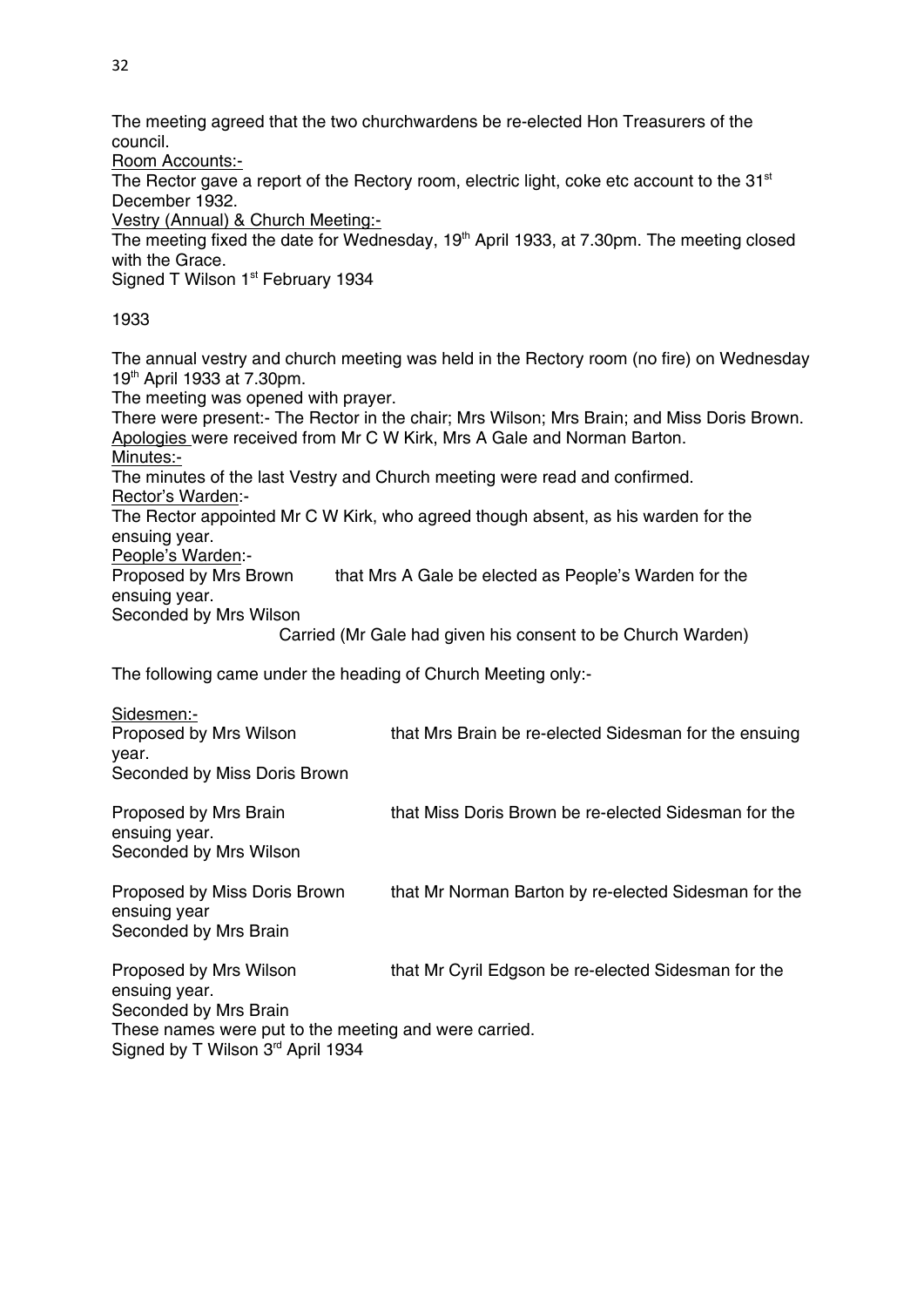The meeting agreed that the two churchwardens be re-elected Hon Treasurers of the council.

Room Accounts:-

The Rector gave a report of the Rectory room, electric light, coke etc account to the 31st December 1932.

Vestry (Annual) & Church Meeting:-

The meeting fixed the date for Wednesday, 19th April 1933, at 7.30pm. The meeting closed with the Grace.

Signed T Wilson 1st February 1934

1933

The annual vestry and church meeting was held in the Rectory room (no fire) on Wednesday 19th April 1933 at 7.30pm.

The meeting was opened with prayer.

There were present:- The Rector in the chair; Mrs Wilson; Mrs Brain; and Miss Doris Brown.

Apologies were received from Mr C W Kirk, Mrs A Gale and Norman Barton.

Minutes:-

The minutes of the last Vestry and Church meeting were read and confirmed.

Rector's Warden:-

The Rector appointed Mr C W Kirk, who agreed though absent, as his warden for the ensuing year.

People's Warden:-

Proposed by Mrs Brown that Mrs A Gale be elected as People's Warden for the ensuing year.

Seconded by Mrs Wilson

Carried (Mr Gale had given his consent to be Church Warden)

The following came under the heading of Church Meeting only:-

Sidesmen:-

Proposed by Mrs Wilson that Mrs Brain be re-elected Sidesman for the ensuing year.

Seconded by Miss Doris Brown

Proposed by Mrs Brain that Miss Doris Brown be re-elected Sidesman for the ensuing year.

Seconded by Mrs Wilson

Proposed by Miss Doris Brown that Mr Norman Barton by re-elected Sidesman for the ensuing year

Seconded by Mrs Brain

Proposed by Mrs Wilson that Mr Cyril Edgson be re-elected Sidesman for the ensuing year.

Seconded by Mrs Brain

These names were put to the meeting and were carried.

Signed by T Wilson 3rd April 1934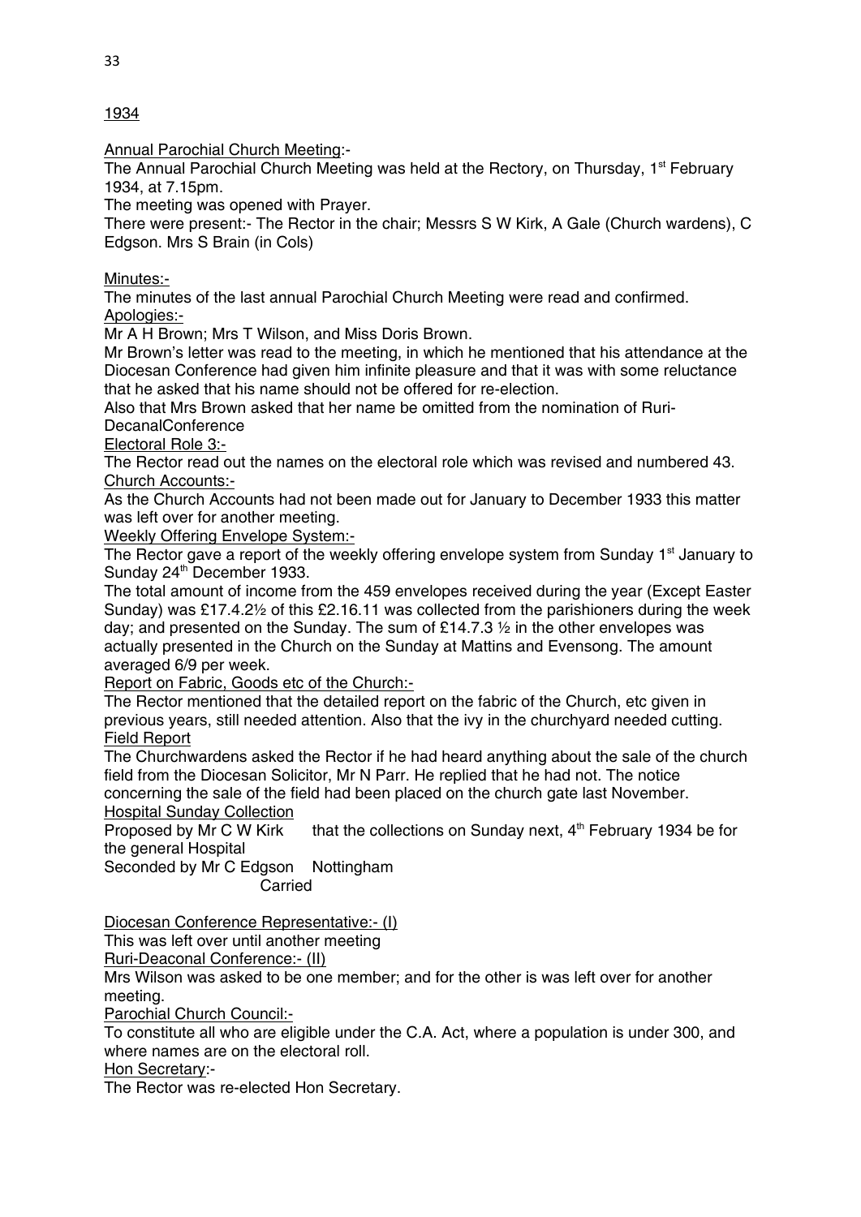<u>1934</u>

<u>Annual Parochial Church Meeting</u>:-

The Annual Parochial Church Meeting was held at the Rectory, on Thursday, 1st February 1934, at 7.15pm.

The meeting was opened with Prayer.

There were present:- The Rector in the chair; Messrs S W Kirk, A Gale (Church wardens), C Edgson. Mrs S Brain (in Cols)

<u>Minutes:-</u>

The minutes of the last annual Parochial Church Meeting were read and confirmed.

<u>Apologies:-</u>

Mr A H Brown; Mrs T Wilson, and Miss Doris Brown.

Mr Brown's letter was read to the meeting, in which he mentioned that his attendance at the Diocesan Conference had given him infinite pleasure and that it was with some reluctance that he asked that his name should not be offered for re-election.

Also that Mrs Brown asked that her name be omitted from the nomination of Ruri-DecanalConference

<u>Electoral Role 3:-</u>

The Rector read out the names on the electoral role which was revised and numbered 43.

<u>Church Accounts:-</u>

As the Church Accounts had not been made out for January to December 1933 this matter was left over for another meeting.

<u>Weekly Offering Envelope System:-</u>

The Rector gave a report of the weekly offering envelope system from Sunday 1st January to Sunday 24th December 1933.

The total amount of income from the 459 envelopes received during the year (Except Easter Sunday) was £17.4.2½ of this £2.16.11 was collected from the parishioners during the week day; and presented on the Sunday. The sum of £14.7.3 ½ in the other envelopes was actually presented in the Church on the Sunday at Mattins and Evensong. The amount averaged 6/9 per week.

<u>Report on Fabric, Goods etc of the Church:-</u>

The Rector mentioned that the detailed report on the fabric of the Church, etc given in previous years, still needed attention. Also that the ivy in the churchyard needed cutting.

<u>Field Report</u>

The Churchwardens asked the Rector if he had heard anything about the sale of the church field from the Diocesan Solicitor, Mr N Parr. He replied that he had not. The notice concerning the sale of the field had been placed on the church gate last November.

<u>Hospital Sunday Collection</u>

Proposed by Mr C W Kirk that the collections on Sunday next, 4th February 1934 be for the general Hospital Nottingham

Seconded by Mr C Edgson

Carried

<u>Diocesan Conference Representative:- (I)</u>

This was left over until another meeting

<u>Ruri-Deaconal Conference:- (II)</u>

Mrs Wilson was asked to be one member; and for the other is was left over for another meeting.

<u>Parochial Church Council:-</u>

To constitute all who are eligible under the C.A. Act, where a population is under 300, and where names are on the electoral roll.

<u>Hon Secretary</u>:-

The Rector was re-elected Hon Secretary.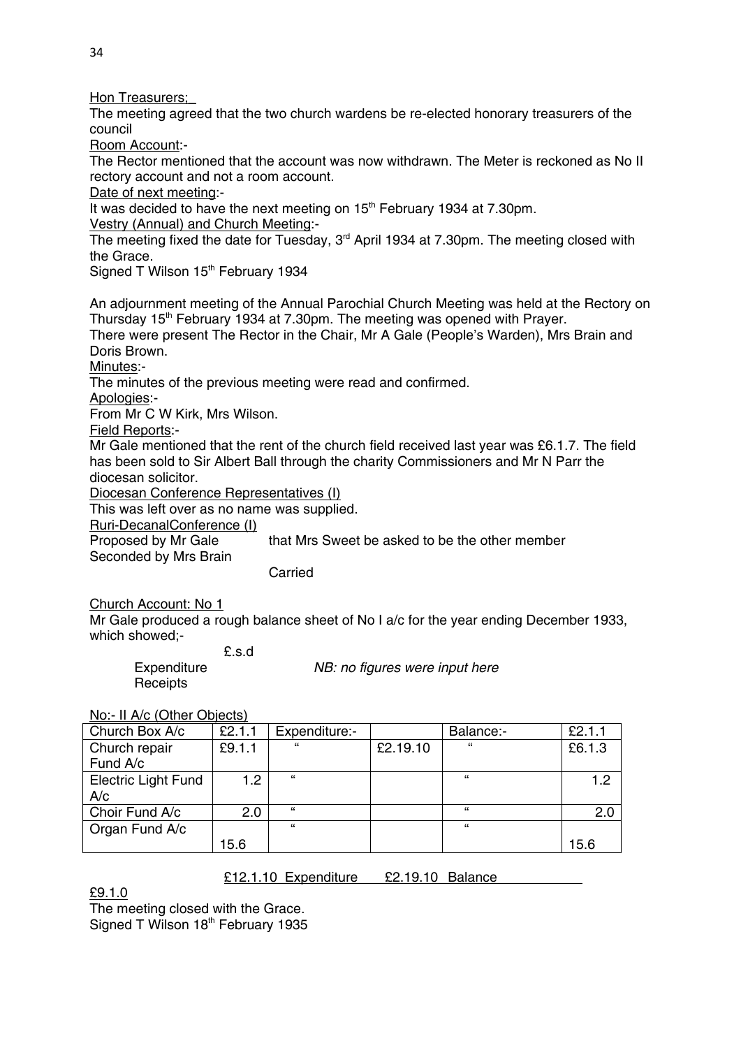Hon Treasurers;

The meeting agreed that the two church wardens be re-elected honorary treasurers of the council

Room Account:-

The Rector mentioned that the account was now withdrawn. The Meter is reckoned as No II rectory account and not a room account.

Date of next meeting:-

It was decided to have the next meeting on 15th February 1934 at 7.30pm.

Vestry (Annual) and Church Meeting:-

The meeting fixed the date for Tuesday, 3rd April 1934 at 7.30pm. The meeting closed with the Grace.

Signed T Wilson 15th February 1934

An adjournment meeting of the Annual Parochial Church Meeting was held at the Rectory on Thursday 15th February 1934 at 7.30pm. The meeting was opened with Prayer.

There were present The Rector in the Chair, Mr A Gale (People's Warden), Mrs Brain and Doris Brown.

Minutes:-

The minutes of the previous meeting were read and confirmed.

Apologies:-

From Mr C W Kirk, Mrs Wilson.

Field Reports:-

Mr Gale mentioned that the rent of the church field received last year was £6.1.7. The field has been sold to Sir Albert Ball through the charity Commissioners and Mr N Parr the diocesan solicitor.

Diocesan Conference Representatives (I)

This was left over as no name was supplied.

Ruri-DecanalConference (I)

Proposed by Mr Gale that Mrs Sweet be asked to be the other member

Seconded by Mrs Brain

Carried

Church Account: No 1

Mr Gale produced a rough balance sheet of No I a/c for the year ending December 1933, which showed;-

£.s.d

Expenditure *NB: no figures were input here*

Receipts

No:- II A/c (Other Objects)

| Church Box A/c | £2.1.1 | Expenditure:- | | Balance:- | £2.1.1 |
|---|---|---|---|---|---|
| Church repair Fund A/c | £9.1.1 | " | £2.19.10 | " | £6.1.3 |
| Electric Light Fund A/c | 1.2 | " | | " | 1.2 |
| Choir Fund A/c | 2.0 | " | | " | 2.0 |
| Organ Fund A/c | 15.6 | " | | " | 15.6 |

£12.1.10 Expenditure £2.19.10 Balance

£9.1.0

The meeting closed with the Grace.

Signed T Wilson 18th February 1935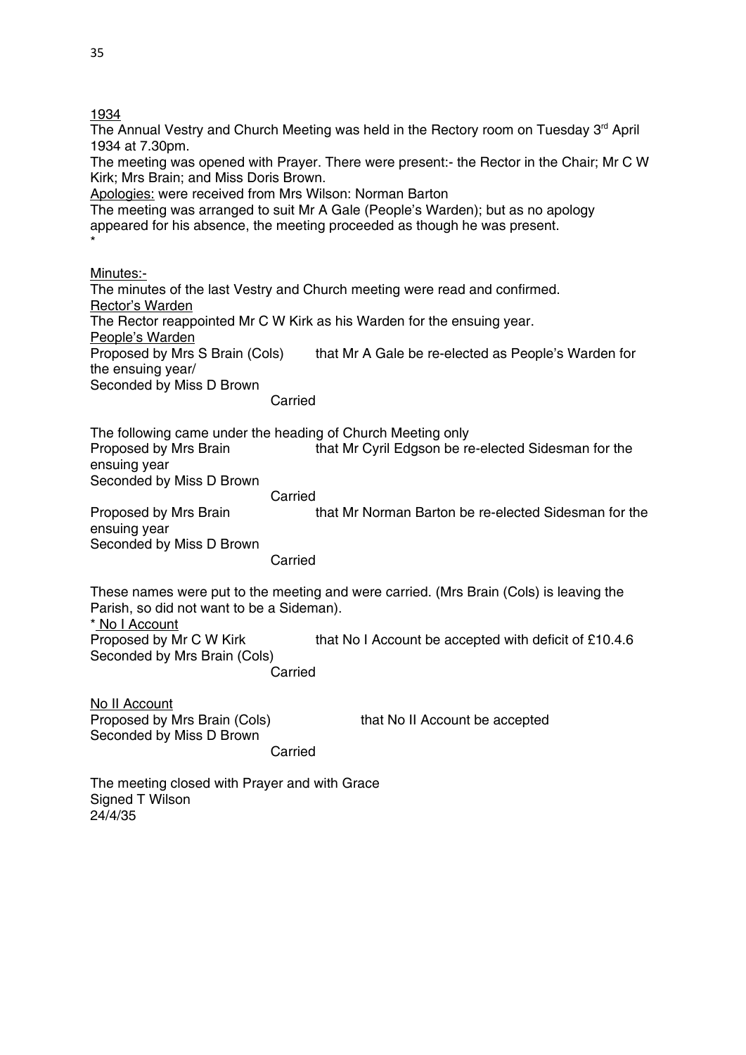1934

The Annual Vestry and Church Meeting was held in the Rectory room on Tuesday 3rd April 1934 at 7.30pm.

The meeting was opened with Prayer. There were present:- the Rector in the Chair; Mr C W Kirk; Mrs Brain; and Miss Doris Brown.

Apologies: were received from Mrs Wilson: Norman Barton

The meeting was arranged to suit Mr A Gale (People's Warden); but as no apology appeared for his absence, the meeting proceeded as though he was present.

*

Minutes:-

The minutes of the last Vestry and Church meeting were read and confirmed.

Rector's Warden

The Rector reappointed Mr C W Kirk as his Warden for the ensuing year.

People's Warden

Proposed by Mrs S Brain (Cols) that Mr A Gale be re-elected as People's Warden for the ensuing year/

Seconded by Miss D Brown

Carried

The following came under the heading of Church Meeting only

Proposed by Mrs Brain that Mr Cyril Edgson be re-elected Sidesman for the ensuing year

Seconded by Miss D Brown

Carried

Proposed by Mrs Brain that Mr Norman Barton be re-elected Sidesman for the ensuing year

Seconded by Miss D Brown

Carried

These names were put to the meeting and were carried. (Mrs Brain (Cols) is leaving the Parish, so did not want to be a Sideman).

* No I Account

Proposed by Mr C W Kirk that No I Account be accepted with deficit of £10.4.6

Seconded by Mrs Brain (Cols)

Carried

No II Account

Proposed by Mrs Brain (Cols) that No II Account be accepted

Seconded by Miss D Brown

Carried

The meeting closed with Prayer and with Grace

Signed T Wilson

24/4/35